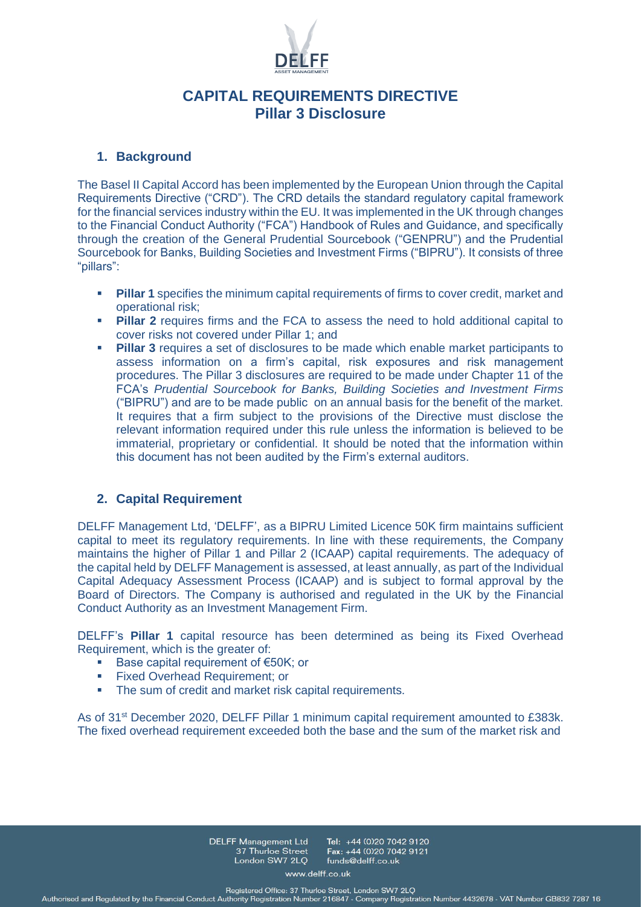# CAPITAL REQUIREMENTS DIRECTIVE
## Pillar 3 Disclosure

### 1. Background

The Basel II Capital Accord has been implemented by the European Union through the Capital Requirements Directive ("CRD"). The CRD details the standard regulatory capital framework for the financial services industry within the EU. It was implemented in the UK through changes to the Financial Conduct Authority ("FCA") Handbook of Rules and Guidance, and specifically through the creation of the General Prudential Sourcebook ("GENPRU") and the Prudential Sourcebook for Banks, Building Societies and Investment Firms ("BIPRU"). It consists of three "pillars":

- **Pillar 1** specifies the minimum capital requirements of firms to cover credit, market and operational risk;
- **Pillar 2** requires firms and the FCA to assess the need to hold additional capital to cover risks not covered under Pillar 1; and
- **Pillar 3** requires a set of disclosures to be made which enable market participants to assess information on a firm's capital, risk exposures and risk management procedures. The Pillar 3 disclosures are required to be made under Chapter 11 of the FCA's *Prudential Sourcebook for Banks, Building Societies and Investment Firms* ("BIPRU") and are to be made public on an annual basis for the benefit of the market. It requires that a firm subject to the provisions of the Directive must disclose the relevant information required under this rule unless the information is believed to be immaterial, proprietary or confidential. It should be noted that the information within this document has not been audited by the Firm's external auditors.

### 2. Capital Requirement

DELFF Management Ltd, 'DELFF', as a BIPRU Limited Licence 50K firm maintains sufficient capital to meet its regulatory requirements. In line with these requirements, the Company maintains the higher of Pillar 1 and Pillar 2 (ICAAP) capital requirements. The adequacy of the capital held by DELFF Management is assessed, at least annually, as part of the Individual Capital Adequacy Assessment Process (ICAAP) and is subject to formal approval by the Board of Directors. The Company is authorised and regulated in the UK by the Financial Conduct Authority as an Investment Management Firm.

DELFF's **Pillar 1** capital resource has been determined as being its Fixed Overhead Requirement, which is the greater of:

- Base capital requirement of €50K; or
- Fixed Overhead Requirement; or
- The sum of credit and market risk capital requirements.

As of 31st December 2020, DELFF Pillar 1 minimum capital requirement amounted to £383k. The fixed overhead requirement exceeded both the base and the sum of the market risk and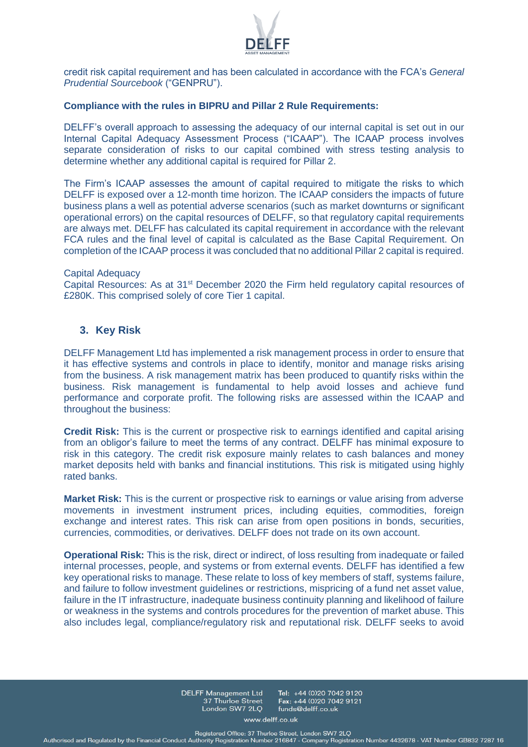credit risk capital requirement and has been calculated in accordance with the FCA's *General Prudential Sourcebook* ("GENPRU").

**Compliance with the rules in BIPRU and Pillar 2 Rule Requirements:**

DELFF's overall approach to assessing the adequacy of our internal capital is set out in our Internal Capital Adequacy Assessment Process ("ICAAP"). The ICAAP process involves separate consideration of risks to our capital combined with stress testing analysis to determine whether any additional capital is required for Pillar 2.

The Firm's ICAAP assesses the amount of capital required to mitigate the risks to which DELFF is exposed over a 12-month time horizon. The ICAAP considers the impacts of future business plans a well as potential adverse scenarios (such as market downturns or significant operational errors) on the capital resources of DELFF, so that regulatory capital requirements are always met. DELFF has calculated its capital requirement in accordance with the relevant FCA rules and the final level of capital is calculated as the Base Capital Requirement. On completion of the ICAAP process it was concluded that no additional Pillar 2 capital is required.

Capital Adequacy

Capital Resources: As at 31st December 2020 the Firm held regulatory capital resources of £280K. This comprised solely of core Tier 1 capital.

## 3. Key Risk

DELFF Management Ltd has implemented a risk management process in order to ensure that it has effective systems and controls in place to identify, monitor and manage risks arising from the business. A risk management matrix has been produced to quantify risks within the business. Risk management is fundamental to help avoid losses and achieve fund performance and corporate profit. The following risks are assessed within the ICAAP and throughout the business:

**Credit Risk:** This is the current or prospective risk to earnings identified and capital arising from an obligor's failure to meet the terms of any contract. DELFF has minimal exposure to risk in this category. The credit risk exposure mainly relates to cash balances and money market deposits held with banks and financial institutions. This risk is mitigated using highly rated banks.

**Market Risk:** This is the current or prospective risk to earnings or value arising from adverse movements in investment instrument prices, including equities, commodities, foreign exchange and interest rates. This risk can arise from open positions in bonds, securities, currencies, commodities, or derivatives. DELFF does not trade on its own account.

**Operational Risk:** This is the risk, direct or indirect, of loss resulting from inadequate or failed internal processes, people, and systems or from external events. DELFF has identified a few key operational risks to manage. These relate to loss of key members of staff, systems failure, and failure to follow investment guidelines or restrictions, mispricing of a fund net asset value, failure in the IT infrastructure, inadequate business continuity planning and likelihood of failure or weakness in the systems and controls procedures for the prevention of market abuse. This also includes legal, compliance/regulatory risk and reputational risk. DELFF seeks to avoid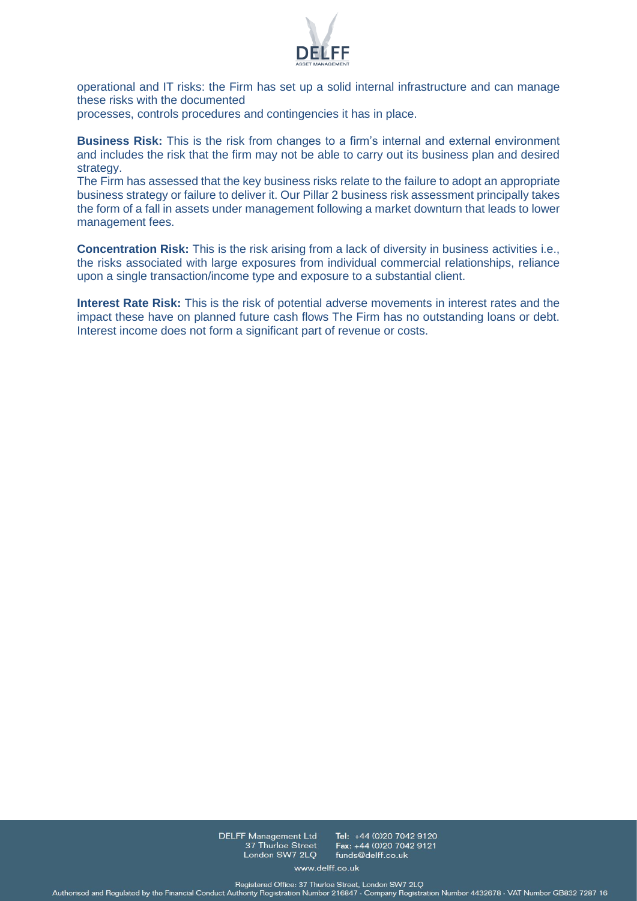operational and IT risks: the Firm has set up a solid internal infrastructure and can manage these risks with the documented processes, controls procedures and contingencies it has in place.

**Business Risk:** This is the risk from changes to a firm's internal and external environment and includes the risk that the firm may not be able to carry out its business plan and desired strategy.
The Firm has assessed that the key business risks relate to the failure to adopt an appropriate business strategy or failure to deliver it. Our Pillar 2 business risk assessment principally takes the form of a fall in assets under management following a market downturn that leads to lower management fees.

**Concentration Risk:** This is the risk arising from a lack of diversity in business activities i.e., the risks associated with large exposures from individual commercial relationships, reliance upon a single transaction/income type and exposure to a substantial client.

**Interest Rate Risk:** This is the risk of potential adverse movements in interest rates and the impact these have on planned future cash flows The Firm has no outstanding loans or debt. Interest income does not form a significant part of revenue or costs.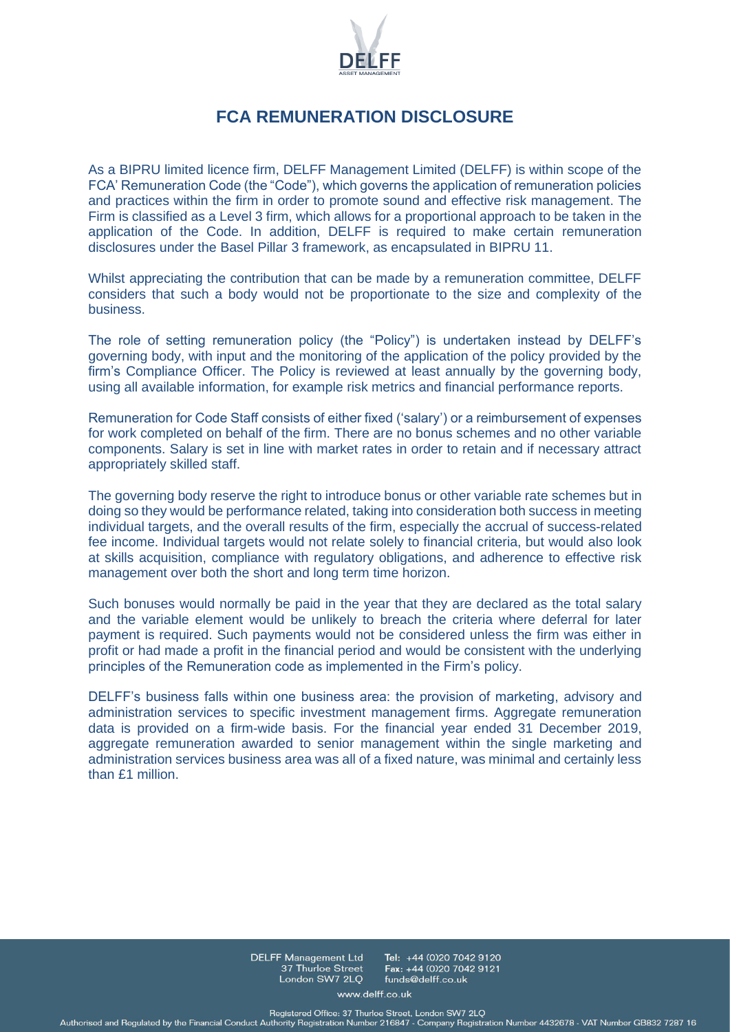# FCA REMUNERATION DISCLOSURE

As a BIPRU limited licence firm, DELFF Management Limited (DELFF) is within scope of the FCA' Remuneration Code (the "Code"), which governs the application of remuneration policies and practices within the firm in order to promote sound and effective risk management. The Firm is classified as a Level 3 firm, which allows for a proportional approach to be taken in the application of the Code. In addition, DELFF is required to make certain remuneration disclosures under the Basel Pillar 3 framework, as encapsulated in BIPRU 11.

Whilst appreciating the contribution that can be made by a remuneration committee, DELFF considers that such a body would not be proportionate to the size and complexity of the business.

The role of setting remuneration policy (the "Policy") is undertaken instead by DELFF's governing body, with input and the monitoring of the application of the policy provided by the firm's Compliance Officer. The Policy is reviewed at least annually by the governing body, using all available information, for example risk metrics and financial performance reports.

Remuneration for Code Staff consists of either fixed ('salary') or a reimbursement of expenses for work completed on behalf of the firm. There are no bonus schemes and no other variable components. Salary is set in line with market rates in order to retain and if necessary attract appropriately skilled staff.

The governing body reserve the right to introduce bonus or other variable rate schemes but in doing so they would be performance related, taking into consideration both success in meeting individual targets, and the overall results of the firm, especially the accrual of success-related fee income. Individual targets would not relate solely to financial criteria, but would also look at skills acquisition, compliance with regulatory obligations, and adherence to effective risk management over both the short and long term time horizon.

Such bonuses would normally be paid in the year that they are declared as the total salary and the variable element would be unlikely to breach the criteria where deferral for later payment is required. Such payments would not be considered unless the firm was either in profit or had made a profit in the financial period and would be consistent with the underlying principles of the Remuneration code as implemented in the Firm's policy.

DELFF's business falls within one business area: the provision of marketing, advisory and administration services to specific investment management firms. Aggregate remuneration data is provided on a firm-wide basis. For the financial year ended 31 December 2019, aggregate remuneration awarded to senior management within the single marketing and administration services business area was all of a fixed nature, was minimal and certainly less than £1 million.